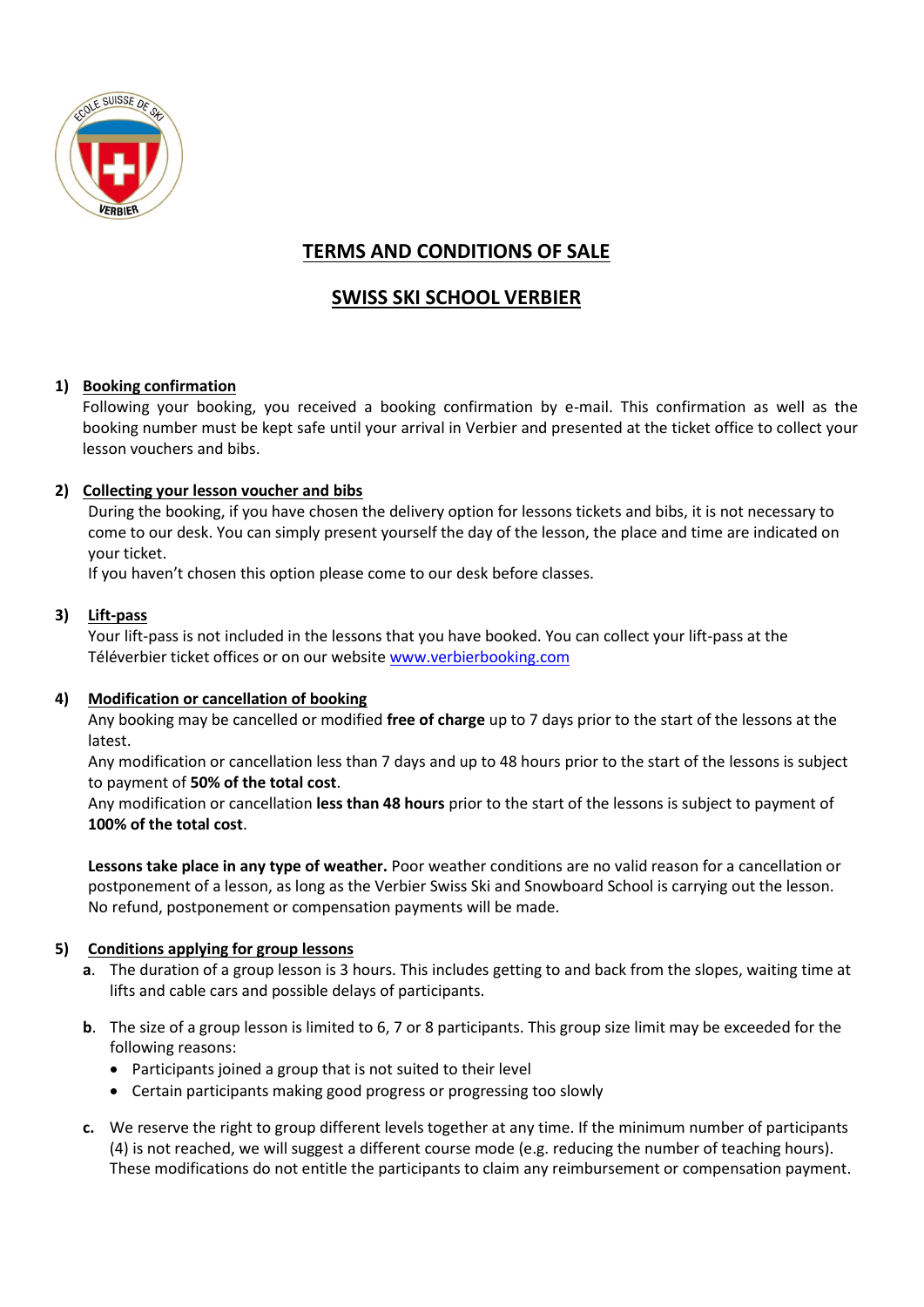# TERMS AND CONDITIONS OF SALE

# SWISS SKI SCHOOL VERBIER

## 1) Booking confirmation

Following your booking, you received a booking confirmation by e-mail. This confirmation as well as the booking number must be kept safe until your arrival in Verbier and presented at the ticket office to collect your lesson vouchers and bibs.

## 2) Collecting your lesson voucher and bibs

During the booking, if you have chosen the delivery option for lessons tickets and bibs, it is not necessary to come to our desk. You can simply present yourself the day of the lesson, the place and time are indicated on your ticket.

If you haven't chosen this option please come to our desk before classes.

## 3) Lift-pass

Your lift-pass is not included in the lessons that you have booked. You can collect your lift-pass at the Téléverbier ticket offices or on our website www.verbierbooking.com

## 4) Modification or cancellation of booking

Any booking may be cancelled or modified **free of charge** up to 7 days prior to the start of the lessons at the latest.

Any modification or cancellation less than 7 days and up to 48 hours prior to the start of the lessons is subject to payment of **50% of the total cost**.

Any modification or cancellation **less than 48 hours** prior to the start of the lessons is subject to payment of **100% of the total cost**.

**Lessons take place in any type of weather.** Poor weather conditions are no valid reason for a cancellation or postponement of a lesson, as long as the Verbier Swiss Ski and Snowboard School is carrying out the lesson. No refund, postponement or compensation payments will be made.

## 5) Conditions applying for group lessons

**a**. The duration of a group lesson is 3 hours. This includes getting to and back from the slopes, waiting time at lifts and cable cars and possible delays of participants.

**b**. The size of a group lesson is limited to 6, 7 or 8 participants. This group size limit may be exceeded for the following reasons:

- Participants joined a group that is not suited to their level
- Certain participants making good progress or progressing too slowly

**c.** We reserve the right to group different levels together at any time. If the minimum number of participants (4) is not reached, we will suggest a different course mode (e.g. reducing the number of teaching hours). These modifications do not entitle the participants to claim any reimbursement or compensation payment.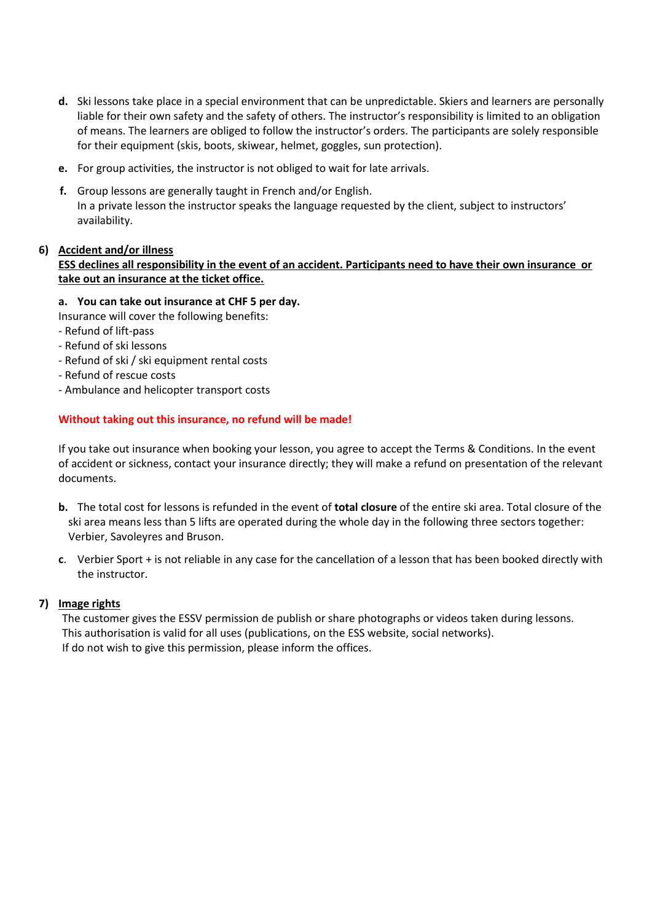d. Ski lessons take place in a special environment that can be unpredictable. Skiers and learners are personally liable for their own safety and the safety of others. The instructor's responsibility is limited to an obligation of means. The learners are obliged to follow the instructor's orders. The participants are solely responsible for their equipment (skis, boots, skiwear, helmet, goggles, sun protection).

e. For group activities, the instructor is not obliged to wait for late arrivals.

f. Group lessons are generally taught in French and/or English.
In a private lesson the instructor speaks the language requested by the client, subject to instructors' availability.

## 6) Accident and/or illness

**ESS declines all responsibility in the event of an accident. Participants need to have their own insurance or take out an insurance at the ticket office.**

**a. You can take out insurance at CHF 5 per day.**

Insurance will cover the following benefits:

- Refund of lift-pass
- Refund of ski lessons
- Refund of ski / ski equipment rental costs
- Refund of rescue costs
- Ambulance and helicopter transport costs

**Without taking out this insurance, no refund will be made!**

If you take out insurance when booking your lesson, you agree to accept the Terms & Conditions. In the event of accident or sickness, contact your insurance directly; they will make a refund on presentation of the relevant documents.

**b.** The total cost for lessons is refunded in the event of **total closure** of the entire ski area. Total closure of the ski area means less than 5 lifts are operated during the whole day in the following three sectors together: Verbier, Savoleyres and Bruson.

**c.** Verbier Sport + is not reliable in any case for the cancellation of a lesson that has been booked directly with the instructor.

## 7) Image rights

The customer gives the ESSV permission de publish or share photographs or videos taken during lessons.
This authorisation is valid for all uses (publications, on the ESS website, social networks).
If do not wish to give this permission, please inform the offices.